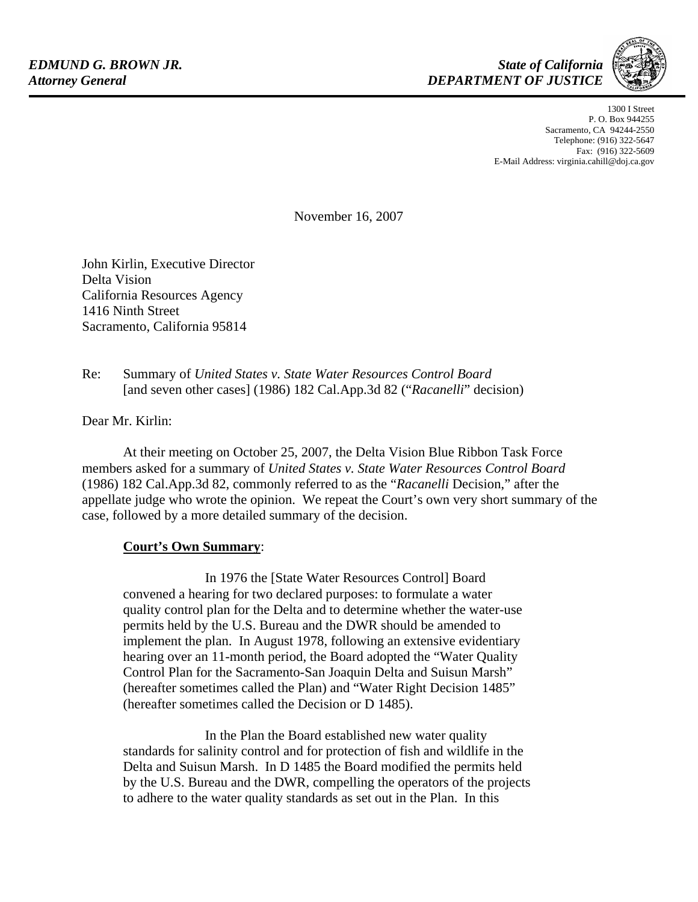***EDMUND G. BROWN JR.***
***Attorney General***

***State of California***
***DEPARTMENT OF JUSTICE***

1300 I Street
P. O. Box 944255
Sacramento, CA 94244-2550
Telephone: (916) 322-5647
Fax: (916) 322-5609
E-Mail Address: virginia.cahill@doj.ca.gov

November 16, 2007

John Kirlin, Executive Director
Delta Vision
California Resources Agency
1416 Ninth Street
Sacramento, California 95814

Re: Summary of *United States v. State Water Resources Control Board* [and seven other cases] (1986) 182 Cal.App.3d 82 ("*Racanelli*" decision)

Dear Mr. Kirlin:

At their meeting on October 25, 2007, the Delta Vision Blue Ribbon Task Force members asked for a summary of *United States v. State Water Resources Control Board* (1986) 182 Cal.App.3d 82, commonly referred to as the "*Racanelli* Decision," after the appellate judge who wrote the opinion. We repeat the Court's own very short summary of the case, followed by a more detailed summary of the decision.

**<u>Court's Own Summary</u>**:

> In 1976 the [State Water Resources Control] Board convened a hearing for two declared purposes: to formulate a water quality control plan for the Delta and to determine whether the water-use permits held by the U.S. Bureau and the DWR should be amended to implement the plan. In August 1978, following an extensive evidentiary hearing over an 11-month period, the Board adopted the "Water Quality Control Plan for the Sacramento-San Joaquin Delta and Suisun Marsh" (hereafter sometimes called the Plan) and "Water Right Decision 1485" (hereafter sometimes called the Decision or D 1485).
>
> In the Plan the Board established new water quality standards for salinity control and for protection of fish and wildlife in the Delta and Suisun Marsh. In D 1485 the Board modified the permits held by the U.S. Bureau and the DWR, compelling the operators of the projects to adhere to the water quality standards as set out in the Plan. In this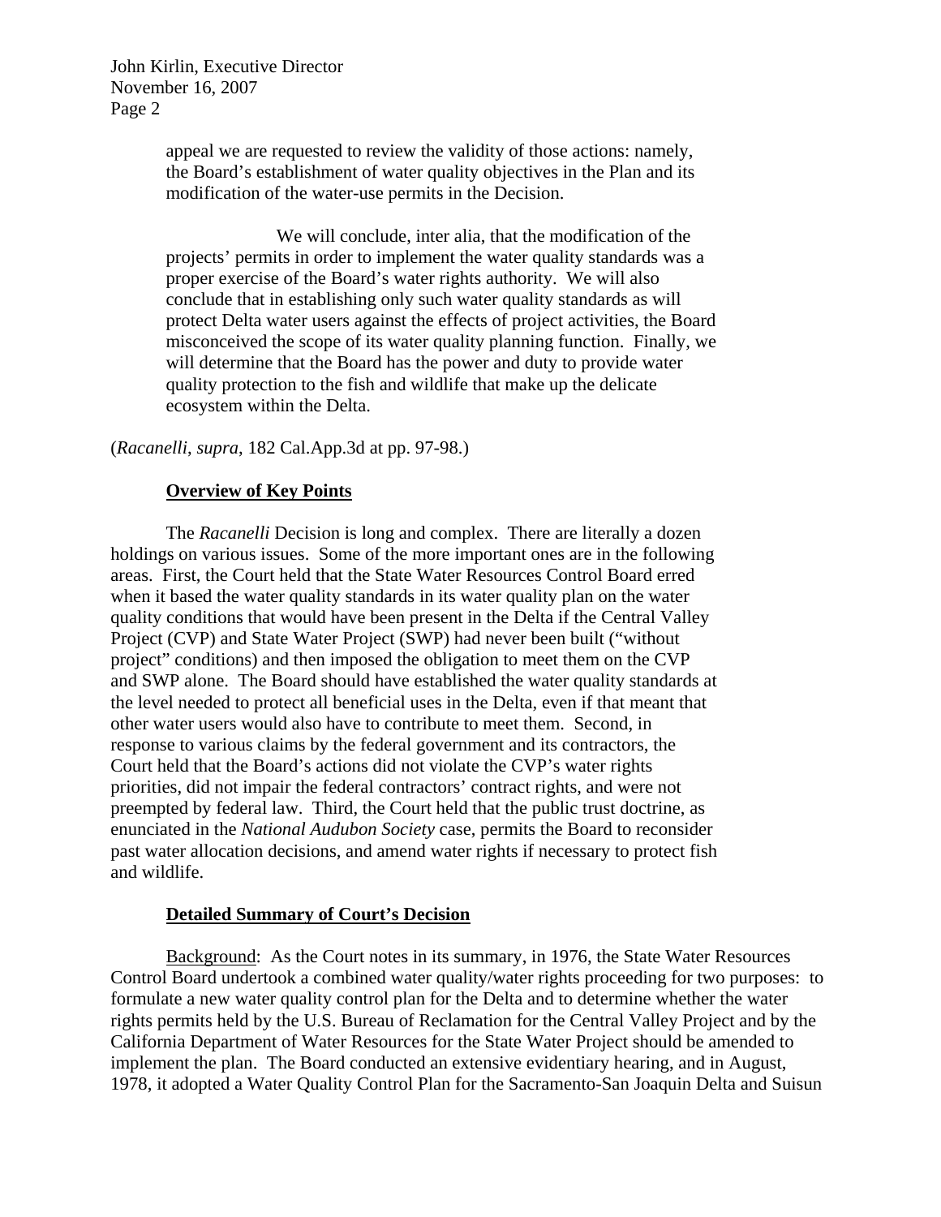> appeal we are requested to review the validity of those actions: namely, the Board's establishment of water quality objectives in the Plan and its modification of the water-use permits in the Decision.
>
> We will conclude, inter alia, that the modification of the projects' permits in order to implement the water quality standards was a proper exercise of the Board's water rights authority. We will also conclude that in establishing only such water quality standards as will protect Delta water users against the effects of project activities, the Board misconceived the scope of its water quality planning function. Finally, we will determine that the Board has the power and duty to provide water quality protection to the fish and wildlife that make up the delicate ecosystem within the Delta.

(*Racanelli*, *supra*, 182 Cal.App.3d at pp. 97-98.)

**Overview of Key Points**

The *Racanelli* Decision is long and complex. There are literally a dozen holdings on various issues. Some of the more important ones are in the following areas. First, the Court held that the State Water Resources Control Board erred when it based the water quality standards in its water quality plan on the water quality conditions that would have been present in the Delta if the Central Valley Project (CVP) and State Water Project (SWP) had never been built ("without project" conditions) and then imposed the obligation to meet them on the CVP and SWP alone. The Board should have established the water quality standards at the level needed to protect all beneficial uses in the Delta, even if that meant that other water users would also have to contribute to meet them. Second, in response to various claims by the federal government and its contractors, the Court held that the Board's actions did not violate the CVP's water rights priorities, did not impair the federal contractors' contract rights, and were not preempted by federal law. Third, the Court held that the public trust doctrine, as enunciated in the *National Audubon Society* case, permits the Board to reconsider past water allocation decisions, and amend water rights if necessary to protect fish and wildlife.

**Detailed Summary of Court's Decision**

Background: As the Court notes in its summary, in 1976, the State Water Resources Control Board undertook a combined water quality/water rights proceeding for two purposes: to formulate a new water quality control plan for the Delta and to determine whether the water rights permits held by the U.S. Bureau of Reclamation for the Central Valley Project and by the California Department of Water Resources for the State Water Project should be amended to implement the plan. The Board conducted an extensive evidentiary hearing, and in August, 1978, it adopted a Water Quality Control Plan for the Sacramento-San Joaquin Delta and Suisun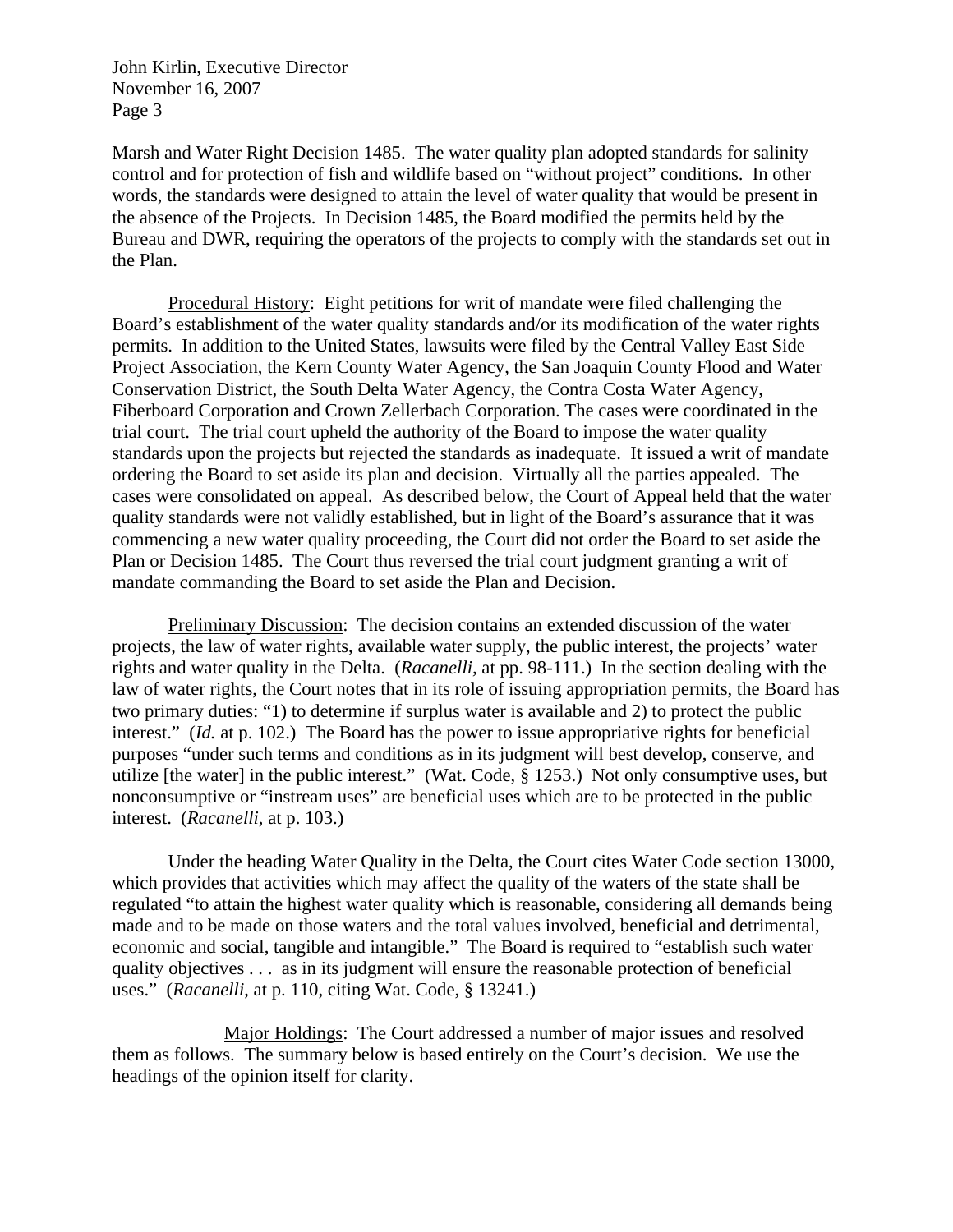Marsh and Water Right Decision 1485. The water quality plan adopted standards for salinity control and for protection of fish and wildlife based on "without project" conditions. In other words, the standards were designed to attain the level of water quality that would be present in the absence of the Projects. In Decision 1485, the Board modified the permits held by the Bureau and DWR, requiring the operators of the projects to comply with the standards set out in the Plan.

Procedural History: Eight petitions for writ of mandate were filed challenging the Board's establishment of the water quality standards and/or its modification of the water rights permits. In addition to the United States, lawsuits were filed by the Central Valley East Side Project Association, the Kern County Water Agency, the San Joaquin County Flood and Water Conservation District, the South Delta Water Agency, the Contra Costa Water Agency, Fiberboard Corporation and Crown Zellerbach Corporation. The cases were coordinated in the trial court. The trial court upheld the authority of the Board to impose the water quality standards upon the projects but rejected the standards as inadequate. It issued a writ of mandate ordering the Board to set aside its plan and decision. Virtually all the parties appealed. The cases were consolidated on appeal. As described below, the Court of Appeal held that the water quality standards were not validly established, but in light of the Board's assurance that it was commencing a new water quality proceeding, the Court did not order the Board to set aside the Plan or Decision 1485. The Court thus reversed the trial court judgment granting a writ of mandate commanding the Board to set aside the Plan and Decision.

Preliminary Discussion: The decision contains an extended discussion of the water projects, the law of water rights, available water supply, the public interest, the projects' water rights and water quality in the Delta. (*Racanelli,* at pp. 98-111.) In the section dealing with the law of water rights, the Court notes that in its role of issuing appropriation permits, the Board has two primary duties: "1) to determine if surplus water is available and 2) to protect the public interest." (*Id.* at p. 102.) The Board has the power to issue appropriative rights for beneficial purposes "under such terms and conditions as in its judgment will best develop, conserve, and utilize [the water] in the public interest." (Wat. Code, § 1253.) Not only consumptive uses, but nonconsumptive or "instream uses" are beneficial uses which are to be protected in the public interest. (*Racanelli*, at p. 103.)

Under the heading Water Quality in the Delta, the Court cites Water Code section 13000, which provides that activities which may affect the quality of the waters of the state shall be regulated "to attain the highest water quality which is reasonable, considering all demands being made and to be made on those waters and the total values involved, beneficial and detrimental, economic and social, tangible and intangible." The Board is required to "establish such water quality objectives . . . as in its judgment will ensure the reasonable protection of beneficial uses." (*Racanelli*, at p. 110, citing Wat. Code, § 13241.)

Major Holdings: The Court addressed a number of major issues and resolved them as follows. The summary below is based entirely on the Court's decision. We use the headings of the opinion itself for clarity.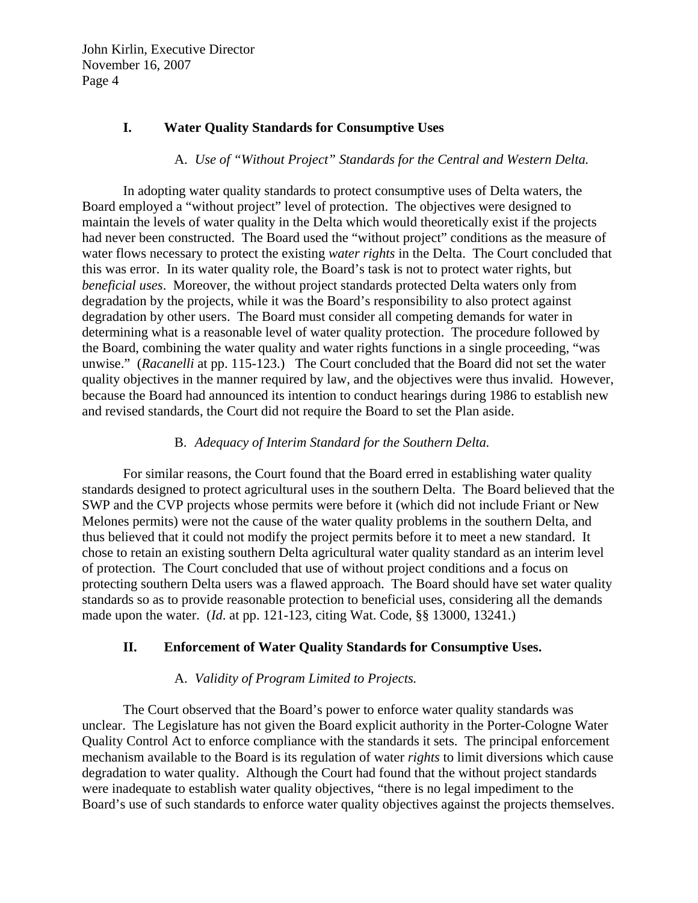## I. Water Quality Standards for Consumptive Uses

### A. *Use of "Without Project" Standards for the Central and Western Delta.*

In adopting water quality standards to protect consumptive uses of Delta waters, the Board employed a "without project" level of protection. The objectives were designed to maintain the levels of water quality in the Delta which would theoretically exist if the projects had never been constructed. The Board used the "without project" conditions as the measure of water flows necessary to protect the existing *water rights* in the Delta. The Court concluded that this was error. In its water quality role, the Board's task is not to protect water rights, but *beneficial uses*. Moreover, the without project standards protected Delta waters only from degradation by the projects, while it was the Board's responsibility to also protect against degradation by other users. The Board must consider all competing demands for water in determining what is a reasonable level of water quality protection. The procedure followed by the Board, combining the water quality and water rights functions in a single proceeding, "was unwise." (*Racanelli* at pp. 115-123.) The Court concluded that the Board did not set the water quality objectives in the manner required by law, and the objectives were thus invalid. However, because the Board had announced its intention to conduct hearings during 1986 to establish new and revised standards, the Court did not require the Board to set the Plan aside.

### B. *Adequacy of Interim Standard for the Southern Delta.*

For similar reasons, the Court found that the Board erred in establishing water quality standards designed to protect agricultural uses in the southern Delta. The Board believed that the SWP and the CVP projects whose permits were before it (which did not include Friant or New Melones permits) were not the cause of the water quality problems in the southern Delta, and thus believed that it could not modify the project permits before it to meet a new standard. It chose to retain an existing southern Delta agricultural water quality standard as an interim level of protection. The Court concluded that use of without project conditions and a focus on protecting southern Delta users was a flawed approach. The Board should have set water quality standards so as to provide reasonable protection to beneficial uses, considering all the demands made upon the water. (*Id*. at pp. 121-123, citing Wat. Code, §§ 13000, 13241.)

## II. Enforcement of Water Quality Standards for Consumptive Uses.

### A. *Validity of Program Limited to Projects.*

The Court observed that the Board's power to enforce water quality standards was unclear. The Legislature has not given the Board explicit authority in the Porter-Cologne Water Quality Control Act to enforce compliance with the standards it sets. The principal enforcement mechanism available to the Board is its regulation of water *rights* to limit diversions which cause degradation to water quality. Although the Court had found that the without project standards were inadequate to establish water quality objectives, "there is no legal impediment to the Board's use of such standards to enforce water quality objectives against the projects themselves.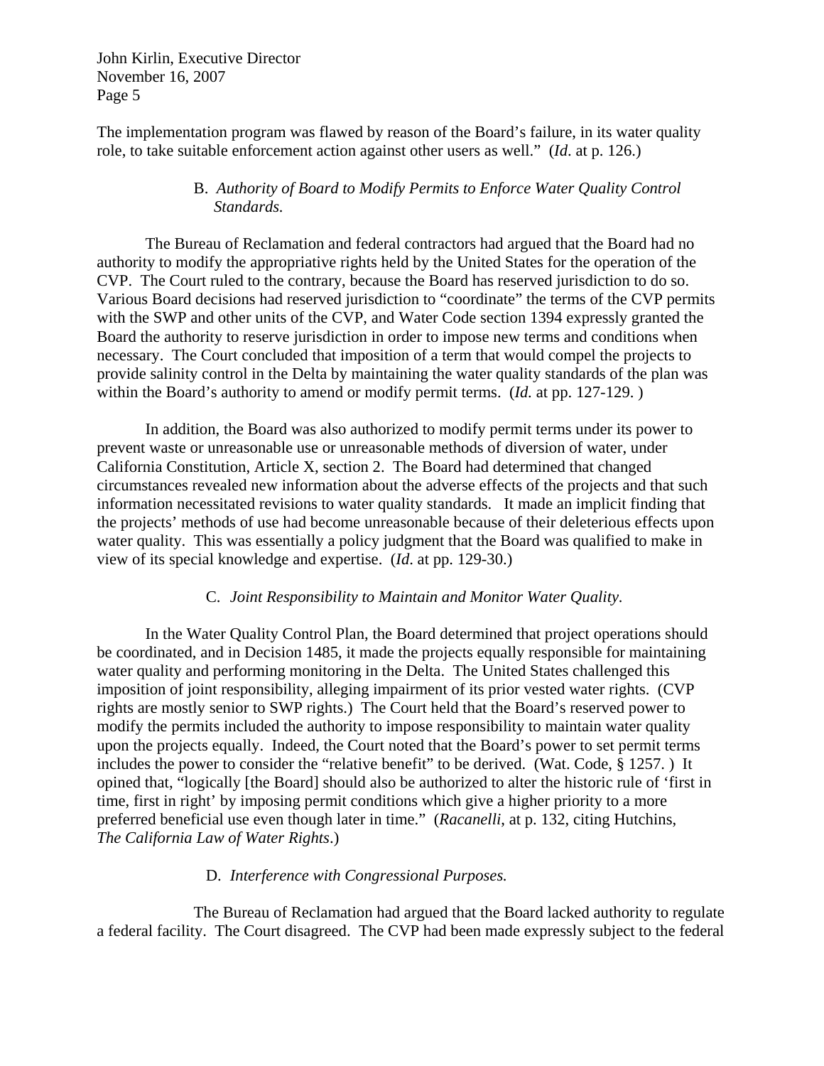The implementation program was flawed by reason of the Board's failure, in its water quality role, to take suitable enforcement action against other users as well." (*Id*. at p. 126.)

### B. *Authority of Board to Modify Permits to Enforce Water Quality Control Standards.*

The Bureau of Reclamation and federal contractors had argued that the Board had no authority to modify the appropriative rights held by the United States for the operation of the CVP. The Court ruled to the contrary, because the Board has reserved jurisdiction to do so. Various Board decisions had reserved jurisdiction to "coordinate" the terms of the CVP permits with the SWP and other units of the CVP, and Water Code section 1394 expressly granted the Board the authority to reserve jurisdiction in order to impose new terms and conditions when necessary. The Court concluded that imposition of a term that would compel the projects to provide salinity control in the Delta by maintaining the water quality standards of the plan was within the Board's authority to amend or modify permit terms. (*Id.* at pp. 127-129. )

In addition, the Board was also authorized to modify permit terms under its power to prevent waste or unreasonable use or unreasonable methods of diversion of water, under California Constitution, Article X, section 2. The Board had determined that changed circumstances revealed new information about the adverse effects of the projects and that such information necessitated revisions to water quality standards. It made an implicit finding that the projects' methods of use had become unreasonable because of their deleterious effects upon water quality. This was essentially a policy judgment that the Board was qualified to make in view of its special knowledge and expertise. (*Id*. at pp. 129-30.)

### C. *Joint Responsibility to Maintain and Monitor Water Quality.*

In the Water Quality Control Plan, the Board determined that project operations should be coordinated, and in Decision 1485, it made the projects equally responsible for maintaining water quality and performing monitoring in the Delta. The United States challenged this imposition of joint responsibility, alleging impairment of its prior vested water rights. (CVP rights are mostly senior to SWP rights.) The Court held that the Board's reserved power to modify the permits included the authority to impose responsibility to maintain water quality upon the projects equally. Indeed, the Court noted that the Board's power to set permit terms includes the power to consider the "relative benefit" to be derived. (Wat. Code, § 1257. ) It opined that, "logically [the Board] should also be authorized to alter the historic rule of 'first in time, first in right' by imposing permit conditions which give a higher priority to a more preferred beneficial use even though later in time." (*Racanelli*, at p. 132, citing Hutchins, *The California Law of Water Rights*.)

### D. *Interference with Congressional Purposes.*

The Bureau of Reclamation had argued that the Board lacked authority to regulate a federal facility. The Court disagreed. The CVP had been made expressly subject to the federal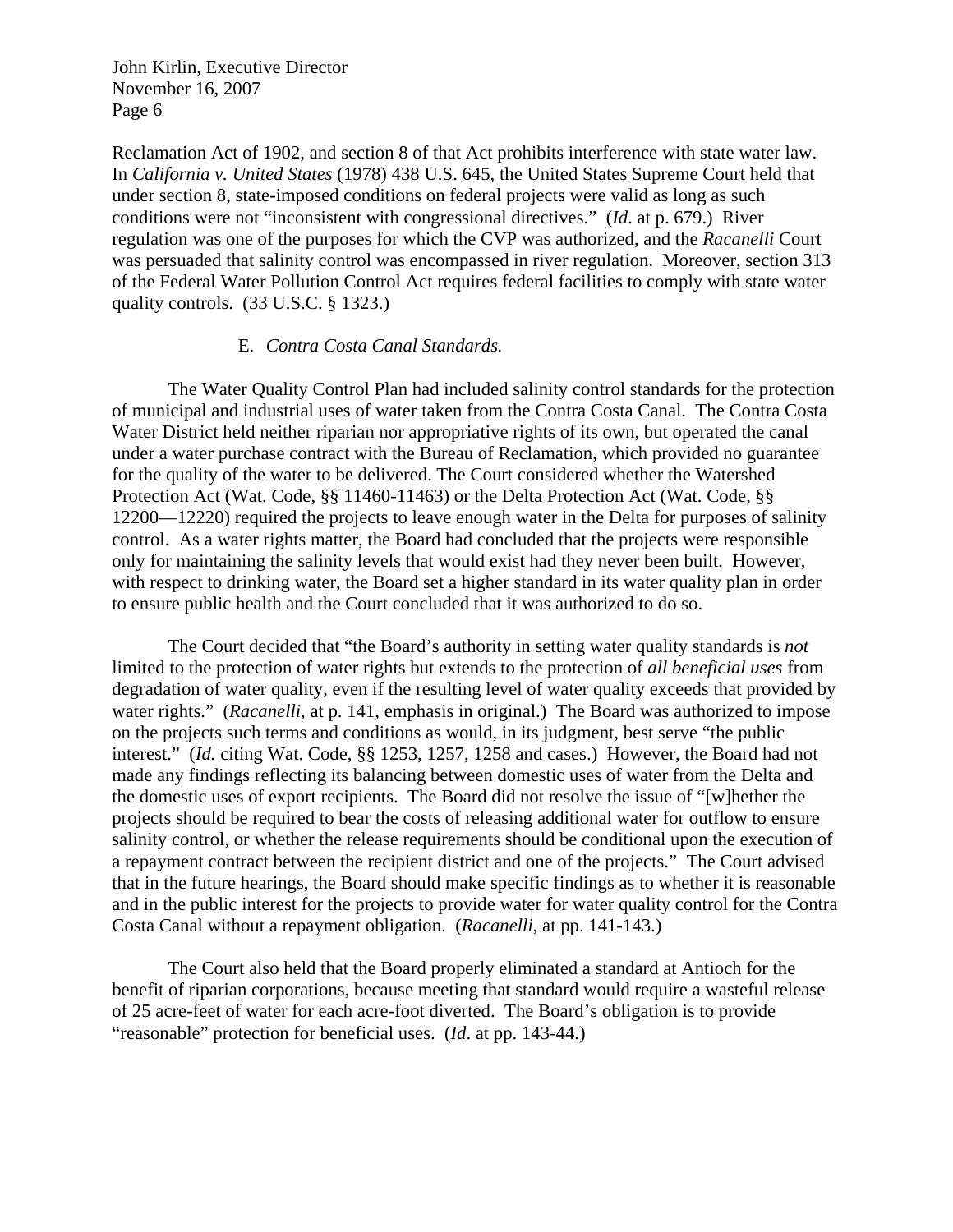Reclamation Act of 1902, and section 8 of that Act prohibits interference with state water law. In *California v. United States* (1978) 438 U.S. 645, the United States Supreme Court held that under section 8, state-imposed conditions on federal projects were valid as long as such conditions were not "inconsistent with congressional directives." (*Id*. at p. 679.) River regulation was one of the purposes for which the CVP was authorized, and the *Racanelli* Court was persuaded that salinity control was encompassed in river regulation. Moreover, section 313 of the Federal Water Pollution Control Act requires federal facilities to comply with state water quality controls. (33 U.S.C. § 1323.)

E. *Contra Costa Canal Standards.*

The Water Quality Control Plan had included salinity control standards for the protection of municipal and industrial uses of water taken from the Contra Costa Canal. The Contra Costa Water District held neither riparian nor appropriative rights of its own, but operated the canal under a water purchase contract with the Bureau of Reclamation, which provided no guarantee for the quality of the water to be delivered. The Court considered whether the Watershed Protection Act (Wat. Code, §§ 11460-11463) or the Delta Protection Act (Wat. Code, §§ 12200—12220) required the projects to leave enough water in the Delta for purposes of salinity control. As a water rights matter, the Board had concluded that the projects were responsible only for maintaining the salinity levels that would exist had they never been built. However, with respect to drinking water, the Board set a higher standard in its water quality plan in order to ensure public health and the Court concluded that it was authorized to do so.

The Court decided that "the Board's authority in setting water quality standards is *not* limited to the protection of water rights but extends to the protection of *all beneficial uses* from degradation of water quality, even if the resulting level of water quality exceeds that provided by water rights." (*Racanelli*, at p. 141, emphasis in original.) The Board was authorized to impose on the projects such terms and conditions as would, in its judgment, best serve "the public interest." (*Id.* citing Wat. Code, §§ 1253, 1257, 1258 and cases.) However, the Board had not made any findings reflecting its balancing between domestic uses of water from the Delta and the domestic uses of export recipients. The Board did not resolve the issue of "[w]hether the projects should be required to bear the costs of releasing additional water for outflow to ensure salinity control, or whether the release requirements should be conditional upon the execution of a repayment contract between the recipient district and one of the projects." The Court advised that in the future hearings, the Board should make specific findings as to whether it is reasonable and in the public interest for the projects to provide water for water quality control for the Contra Costa Canal without a repayment obligation. (*Racanelli*, at pp. 141-143.)

The Court also held that the Board properly eliminated a standard at Antioch for the benefit of riparian corporations, because meeting that standard would require a wasteful release of 25 acre-feet of water for each acre-foot diverted. The Board's obligation is to provide "reasonable" protection for beneficial uses. (*Id*. at pp. 143-44.)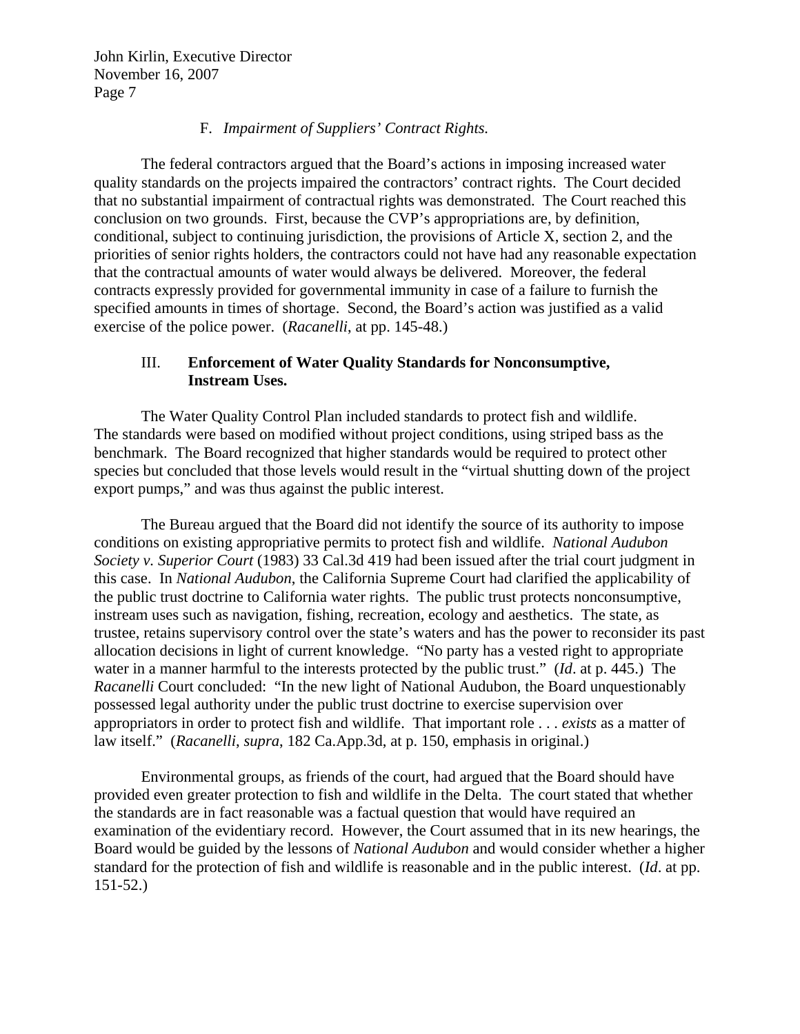### F. *Impairment of Suppliers' Contract Rights.*

The federal contractors argued that the Board's actions in imposing increased water quality standards on the projects impaired the contractors' contract rights. The Court decided that no substantial impairment of contractual rights was demonstrated. The Court reached this conclusion on two grounds. First, because the CVP's appropriations are, by definition, conditional, subject to continuing jurisdiction, the provisions of Article X, section 2, and the priorities of senior rights holders, the contractors could not have had any reasonable expectation that the contractual amounts of water would always be delivered. Moreover, the federal contracts expressly provided for governmental immunity in case of a failure to furnish the specified amounts in times of shortage. Second, the Board's action was justified as a valid exercise of the police power. (*Racanelli*, at pp. 145-48.)

## III. **Enforcement of Water Quality Standards for Nonconsumptive, Instream Uses.**

The Water Quality Control Plan included standards to protect fish and wildlife. The standards were based on modified without project conditions, using striped bass as the benchmark. The Board recognized that higher standards would be required to protect other species but concluded that those levels would result in the "virtual shutting down of the project export pumps," and was thus against the public interest.

The Bureau argued that the Board did not identify the source of its authority to impose conditions on existing appropriative permits to protect fish and wildlife. *National Audubon Society v. Superior Court* (1983) 33 Cal.3d 419 had been issued after the trial court judgment in this case. In *National Audubon*, the California Supreme Court had clarified the applicability of the public trust doctrine to California water rights. The public trust protects nonconsumptive, instream uses such as navigation, fishing, recreation, ecology and aesthetics. The state, as trustee, retains supervisory control over the state's waters and has the power to reconsider its past allocation decisions in light of current knowledge. "No party has a vested right to appropriate water in a manner harmful to the interests protected by the public trust." (*Id*. at p. 445.) The *Racanelli* Court concluded: "In the new light of National Audubon, the Board unquestionably possessed legal authority under the public trust doctrine to exercise supervision over appropriators in order to protect fish and wildlife. That important role . . . *exists* as a matter of law itself." (*Racanelli*, *supra*, 182 Ca.App.3d, at p. 150, emphasis in original.)

Environmental groups, as friends of the court, had argued that the Board should have provided even greater protection to fish and wildlife in the Delta. The court stated that whether the standards are in fact reasonable was a factual question that would have required an examination of the evidentiary record. However, the Court assumed that in its new hearings, the Board would be guided by the lessons of *National Audubon* and would consider whether a higher standard for the protection of fish and wildlife is reasonable and in the public interest. (*Id*. at pp. 151-52.)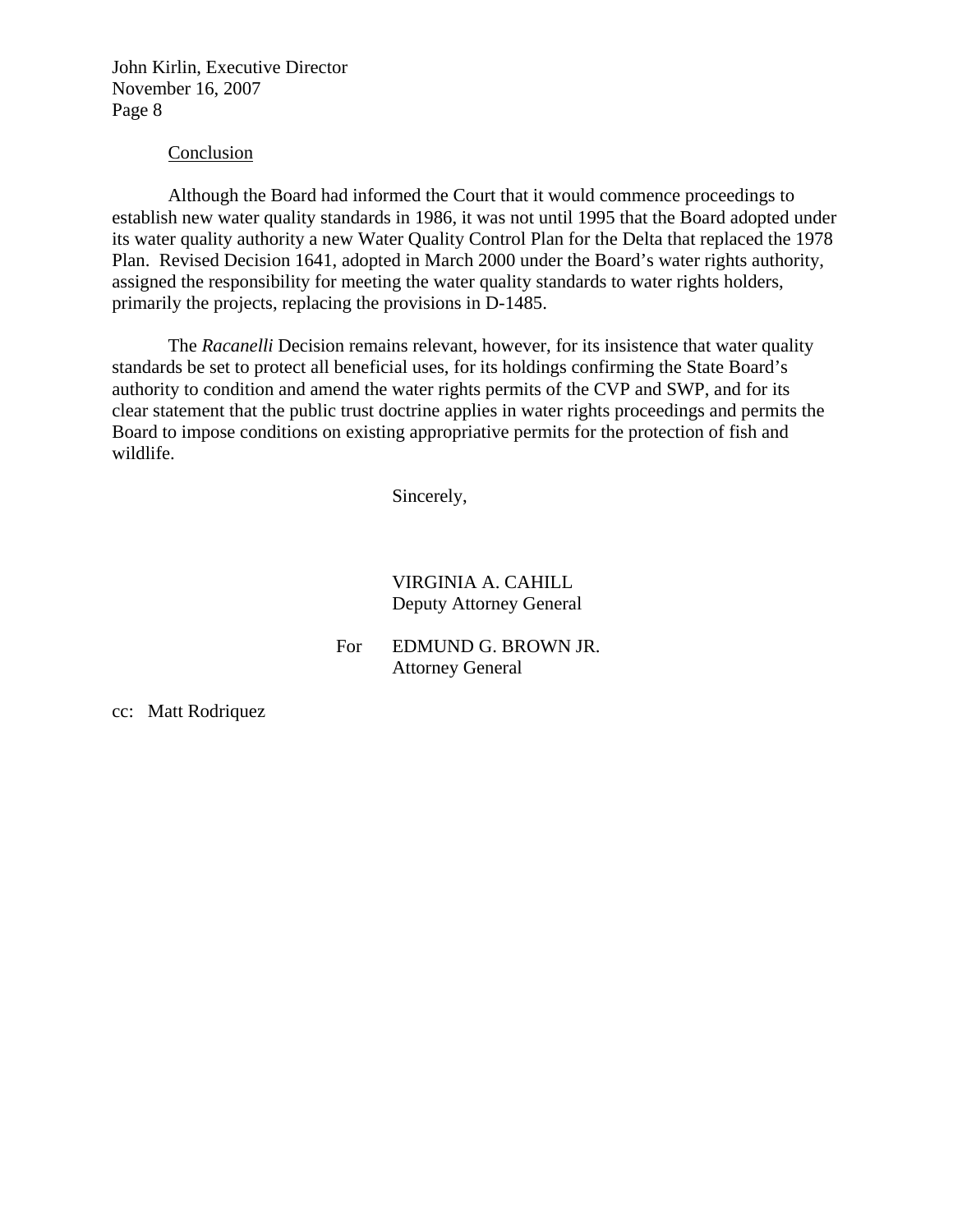Conclusion

Although the Board had informed the Court that it would commence proceedings to establish new water quality standards in 1986, it was not until 1995 that the Board adopted under its water quality authority a new Water Quality Control Plan for the Delta that replaced the 1978 Plan. Revised Decision 1641, adopted in March 2000 under the Board's water rights authority, assigned the responsibility for meeting the water quality standards to water rights holders, primarily the projects, replacing the provisions in D-1485.

The *Racanelli* Decision remains relevant, however, for its insistence that water quality standards be set to protect all beneficial uses, for its holdings confirming the State Board's authority to condition and amend the water rights permits of the CVP and SWP, and for its clear statement that the public trust doctrine applies in water rights proceedings and permits the Board to impose conditions on existing appropriative permits for the protection of fish and wildlife.

Sincerely,

VIRGINIA A. CAHILL
Deputy Attorney General

For EDMUND G. BROWN JR.
Attorney General

cc: Matt Rodriquez